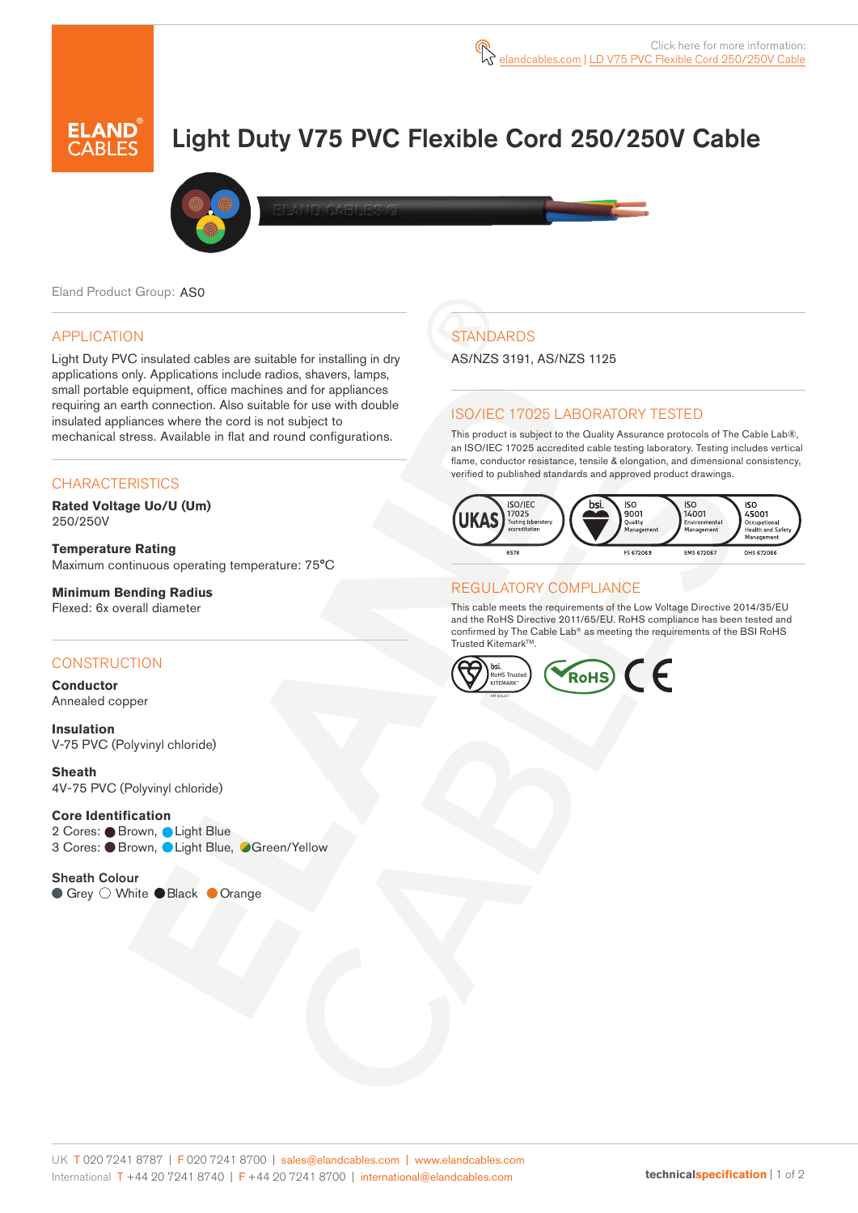Click here for more information: elandcables.com | LD V75 PVC Flexible Cord 250/250V Cable

# Light Duty V75 PVC Flexible Cord 250/250V Cable

Eland Product Group: AS0

## APPLICATION

Light Duty PVC insulated cables are suitable for installing in dry applications only. Applications include radios, shavers, lamps, small portable equipment, office machines and for appliances requiring an earth connection. Also suitable for use with double insulated appliances where the cord is not subject to mechanical stress. Available in flat and round configurations.

## CHARACTERISTICS

**Rated Voltage Uo/U (Um)**
250/250V

**Temperature Rating**
Maximum continuous operating temperature: 75°C

**Minimum Bending Radius**
Flexed: 6x overall diameter

## CONSTRUCTION

**Conductor**
Annealed copper

**Insulation**
V-75 PVC (Polyvinyl chloride)

**Sheath**
4V-75 PVC (Polyvinyl chloride)

**Core Identification**
2 Cores: Brown, Light Blue
3 Cores: Brown, Light Blue, Green/Yellow

**Sheath Colour**
Grey, White, Black, Orange

## STANDARDS

AS/NZS 3191, AS/NZS 1125

## ISO/IEC 17025 LABORATORY TESTED

This product is subject to the Quality Assurance protocols of The Cable Lab®, an ISO/IEC 17025 accredited cable testing laboratory. Testing includes vertical flame, conductor resistance, tensile & elongation, and dimensional consistency, verified to published standards and approved product drawings.

UKAS ISO/IEC 17025 Testing laboratory accreditation 8578 | bsi. ISO 9001 Quality Management FS 672069 | ISO 14001 Environmental Management EMS 672067 | ISO 45001 Occupational Health and Safety Management OHS 672066

## REGULATORY COMPLIANCE

This cable meets the requirements of the Low Voltage Directive 2014/35/EU and the RoHS Directive 2011/65/EU. RoHS compliance has been tested and confirmed by The Cable Lab® as meeting the requirements of the BSI RoHS Trusted Kitemark™.

bsi. RoHS Trusted KITEMARK™ | RoHS | CE

UK T 020 7241 8787 | F 020 7241 8700 | sales@elandcables.com | www.elandcables.com
International T +44 20 7241 8740 | F +44 20 7241 8700 | international@elandcables.com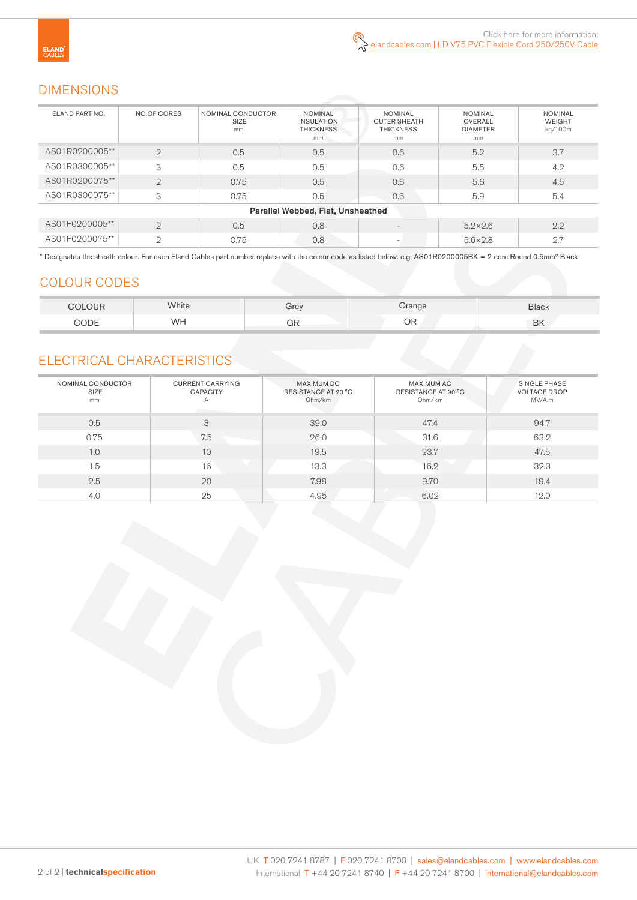Click here for more information:
elandcables.com | LD V75 PVC Flexible Cord 250/250V Cable

## DIMENSIONS

| ELAND PART NO. | NO.OF CORES | NOMINAL CONDUCTOR SIZE mm | NOMINAL INSULATION THICKNESS mm | NOMINAL OUTER SHEATH THICKNESS mm | NOMINAL OVERALL DIAMETER mm | NOMINAL WEIGHT kg/100m |
|---|---|---|---|---|---|---|
| AS01R0200005** | 2 | 0.5 | 0.5 | 0.6 | 5.2 | 3.7 |
| AS01R0300005** | 3 | 0.5 | 0.5 | 0.6 | 5.5 | 4.2 |
| AS01R0200075** | 2 | 0.75 | 0.5 | 0.6 | 5.6 | 4.5 |
| AS01R0300075** | 3 | 0.75 | 0.5 | 0.6 | 5.9 | 5.4 |
| **Parallel Webbed, Flat, Unsheathed** | | | | | | |
| AS01F0200005** | 2 | 0.5 | 0.8 | - | 5.2×2.6 | 2.2 |
| AS01F0200075** | 2 | 0.75 | 0.8 | - | 5.6×2.8 | 2.7 |

* Designates the sheath colour. For each Eland Cables part number replace with the colour code as listed below. e.g. AS01R0200005BK = 2 core Round 0.5mm² Black

## COLOUR CODES

| COLOUR | White | Grey | Orange | Black |
|---|---|---|---|---|
| CODE | WH | GR | OR | BK |

## ELECTRICAL CHARACTERISTICS

| NOMINAL CONDUCTOR SIZE mm | CURRENT CARRYING CAPACITY A | MAXIMUM DC RESISTANCE AT 20 °C Ohm/km | MAXIMUM AC RESISTANCE AT 90 °C Ohm/km | SINGLE PHASE VOLTAGE DROP MV/A.m |
|---|---|---|---|---|
| 0.5 | 3 | 39.0 | 47.4 | 94.7 |
| 0.75 | 7.5 | 26.0 | 31.6 | 63.2 |
| 1.0 | 10 | 19.5 | 23.7 | 47.5 |
| 1.5 | 16 | 13.3 | 16.2 | 32.3 |
| 2.5 | 20 | 7.98 | 9.70 | 19.4 |
| 4.0 | 25 | 4.95 | 6.02 | 12.0 |

UK T 020 7241 8787 | F 020 7241 8700 | sales@elandcables.com | www.elandcables.com
International T +44 20 7241 8740 | F +44 20 7241 8700 | international@elandcables.com